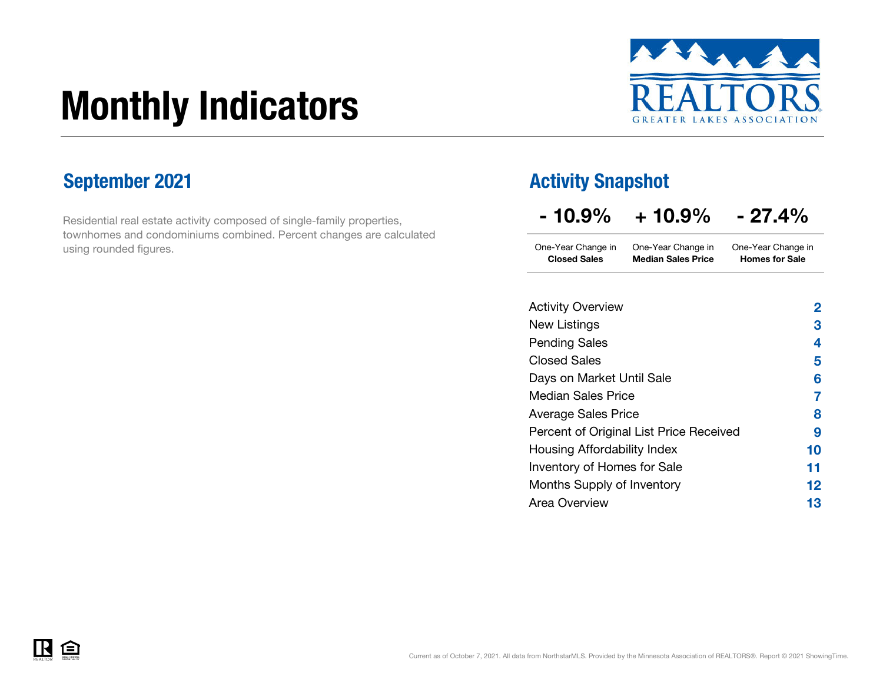# Monthly Indicators

REALTORS GREATER LAKES ASSOCIATION

## September 2021

Residential real estate activity composed of single-family properties, townhomes and condominiums combined. Percent changes are calculated using rounded figures.

## Activity Snapshot

| - 10.9% | + 10.9% | - 27.4% |
| --- | --- | --- |
| One-Year Change in **Closed Sales** | One-Year Change in **Median Sales Price** | One-Year Change in **Homes for Sale** |

| | |
| --- | --- |
| Activity Overview | 2 |
| New Listings | 3 |
| Pending Sales | 4 |
| Closed Sales | 5 |
| Days on Market Until Sale | 6 |
| Median Sales Price | 7 |
| Average Sales Price | 8 |
| Percent of Original List Price Received | 9 |
| Housing Affordability Index | 10 |
| Inventory of Homes for Sale | 11 |
| Months Supply of Inventory | 12 |
| Area Overview | 13 |

Current as of October 7, 2021. All data from NorthstarMLS. Provided by the Minnesota Association of REALTORS®. Report © 2021 ShowingTime.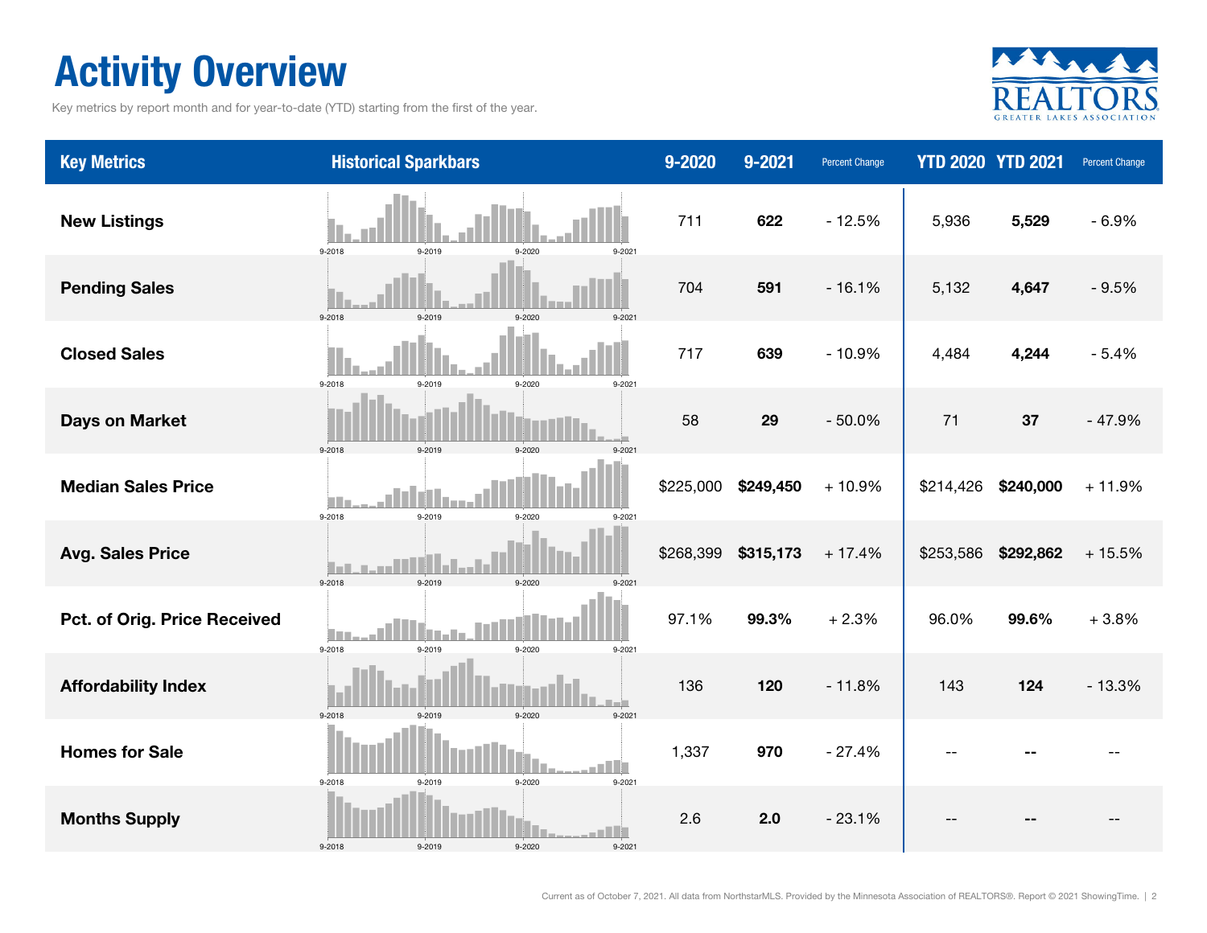# Activity Overview

Key metrics by report month and for year-to-date (YTD) starting from the first of the year.

| Key Metrics | Historical Sparkbars | 9-2020 | 9-2021 | Percent Change | YTD 2020 | YTD 2021 | Percent Change |
|---|---|---|---|---|---|---|---|
| **New Listings** | 9-2018 9-2019 9-2020 9-2021 | 711 | **622** | - 12.5% | 5,936 | **5,529** | - 6.9% |
| **Pending Sales** | 9-2018 9-2019 9-2020 9-2021 | 704 | **591** | - 16.1% | 5,132 | **4,647** | - 9.5% |
| **Closed Sales** | 9-2018 9-2019 9-2020 9-2021 | 717 | **639** | - 10.9% | 4,484 | **4,244** | - 5.4% |
| **Days on Market** | 9-2018 9-2019 9-2020 9-2021 | 58 | **29** | - 50.0% | 71 | **37** | - 47.9% |
| **Median Sales Price** | 9-2018 9-2019 9-2020 9-2021 | $225,000 | **$249,450** | + 10.9% | $214,426 | **$240,000** | + 11.9% |
| **Avg. Sales Price** | 9-2018 9-2019 9-2020 9-2021 | $268,399 | **$315,173** | + 17.4% | $253,586 | **$292,862** | + 15.5% |
| **Pct. of Orig. Price Received** | 9-2018 9-2019 9-2020 9-2021 | 97.1% | **99.3%** | + 2.3% | 96.0% | **99.6%** | + 3.8% |
| **Affordability Index** | 9-2018 9-2019 9-2020 9-2021 | 136 | **120** | - 11.8% | 143 | **124** | - 13.3% |
| **Homes for Sale** | 9-2018 9-2019 9-2020 9-2021 | 1,337 | **970** | - 27.4% | -- | **--** | -- |
| **Months Supply** | 9-2018 9-2019 9-2020 9-2021 | 2.6 | **2.0** | - 23.1% | -- | **--** | -- |

Current as of October 7, 2021. All data from NorthstarMLS. Provided by the Minnesota Association of REALTORS®. Report © 2021 ShowingTime.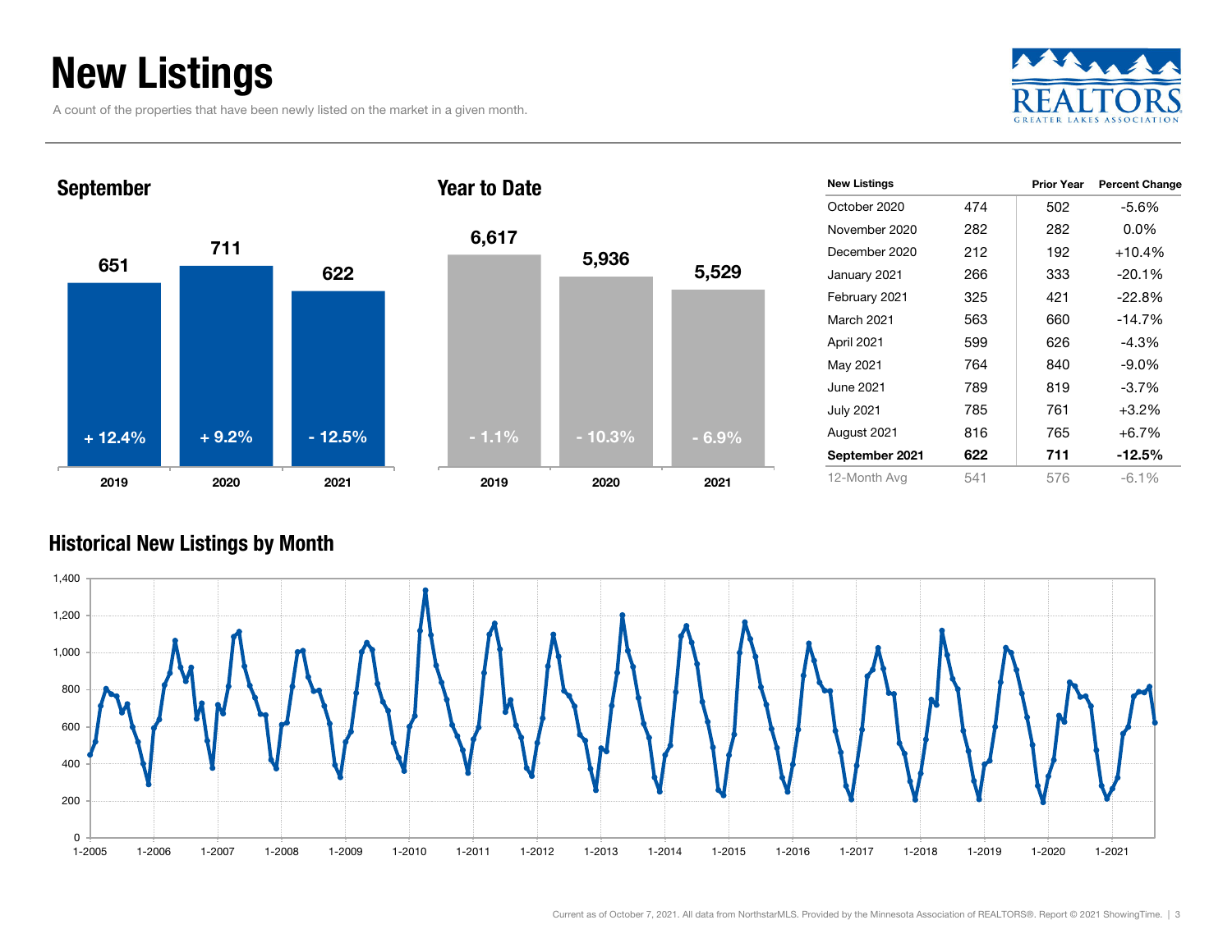# New Listings

A count of the properties that have been newly listed on the market in a given month.

## September

| | 2019 | 2020 | 2021 |
|---|---|---|---|
| New Listings | 651 | 711 | 622 |
| Percent Change | + 12.4% | + 9.2% | - 12.5% |

## Year to Date

| | 2019 | 2020 | 2021 |
|---|---|---|---|
| New Listings | 6,617 | 5,936 | 5,529 |
| Percent Change | - 1.1% | - 10.3% | - 6.9% |

| New Listings | | Prior Year | Percent Change |
|---|---|---|---|
| October 2020 | 474 | 502 | -5.6% |
| November 2020 | 282 | 282 | 0.0% |
| December 2020 | 212 | 192 | +10.4% |
| January 2021 | 266 | 333 | -20.1% |
| February 2021 | 325 | 421 | -22.8% |
| March 2021 | 563 | 660 | -14.7% |
| April 2021 | 599 | 626 | -4.3% |
| May 2021 | 764 | 840 | -9.0% |
| June 2021 | 789 | 819 | -3.7% |
| July 2021 | 785 | 761 | +3.2% |
| August 2021 | 816 | 765 | +6.7% |
| **September 2021** | **622** | **711** | **-12.5%** |
| 12-Month Avg | 541 | 576 | -6.1% |

## Historical New Listings by Month

Current as of October 7, 2021. All data from NorthstarMLS. Provided by the Minnesota Association of REALTORS®. Report © 2021 ShowingTime.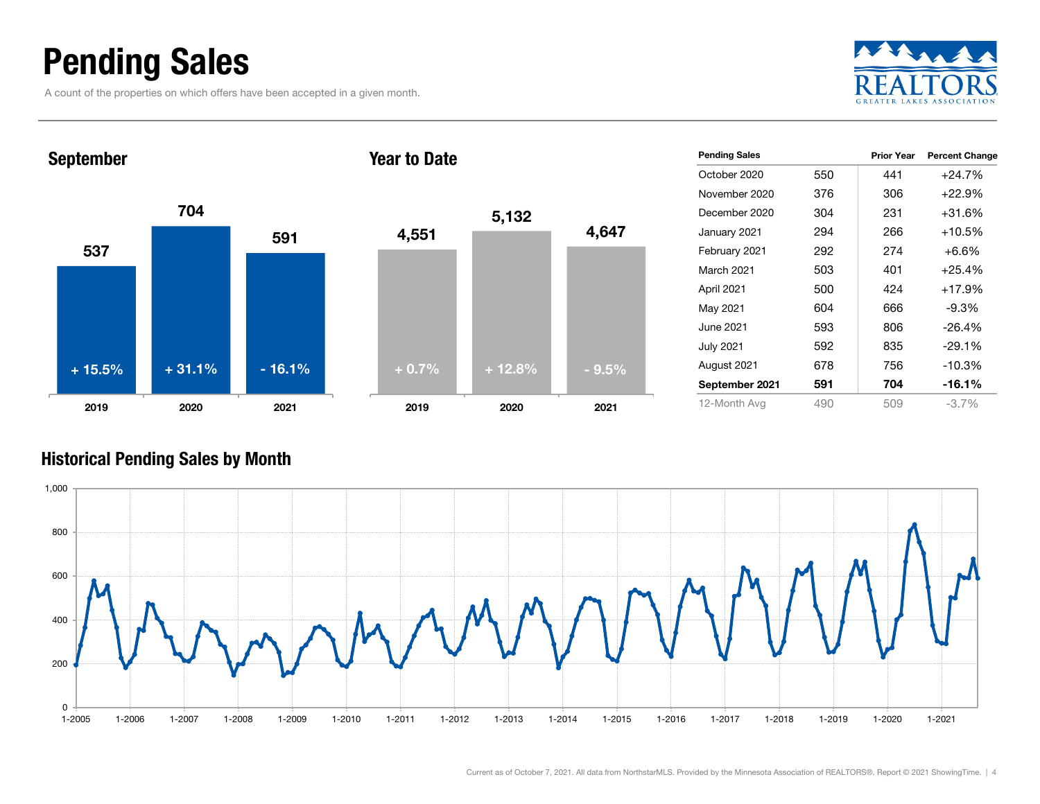# Pending Sales

A count of the properties on which offers have been accepted in a given month.

## September

| | 2019 | 2020 | 2021 |
|---|---|---|---|
| Pending Sales | 537 | 704 | 591 |
| Percent Change | + 15.5% | + 31.1% | - 16.1% |

## Year to Date

| | 2019 | 2020 | 2021 |
|---|---|---|---|
| Pending Sales | 4,551 | 5,132 | 4,647 |
| Percent Change | + 0.7% | + 12.8% | - 9.5% |

| Pending Sales | | Prior Year | Percent Change |
|---|---|---|---|
| October 2020 | 550 | 441 | +24.7% |
| November 2020 | 376 | 306 | +22.9% |
| December 2020 | 304 | 231 | +31.6% |
| January 2021 | 294 | 266 | +10.5% |
| February 2021 | 292 | 274 | +6.6% |
| March 2021 | 503 | 401 | +25.4% |
| April 2021 | 500 | 424 | +17.9% |
| May 2021 | 604 | 666 | -9.3% |
| June 2021 | 593 | 806 | -26.4% |
| July 2021 | 592 | 835 | -29.1% |
| August 2021 | 678 | 756 | -10.3% |
| **September 2021** | **591** | **704** | **-16.1%** |
| 12-Month Avg | 490 | 509 | -3.7% |

## Historical Pending Sales by Month

Current as of October 7, 2021. All data from NorthstarMLS. Provided by the Minnesota Association of REALTORS®. Report © 2021 ShowingTime.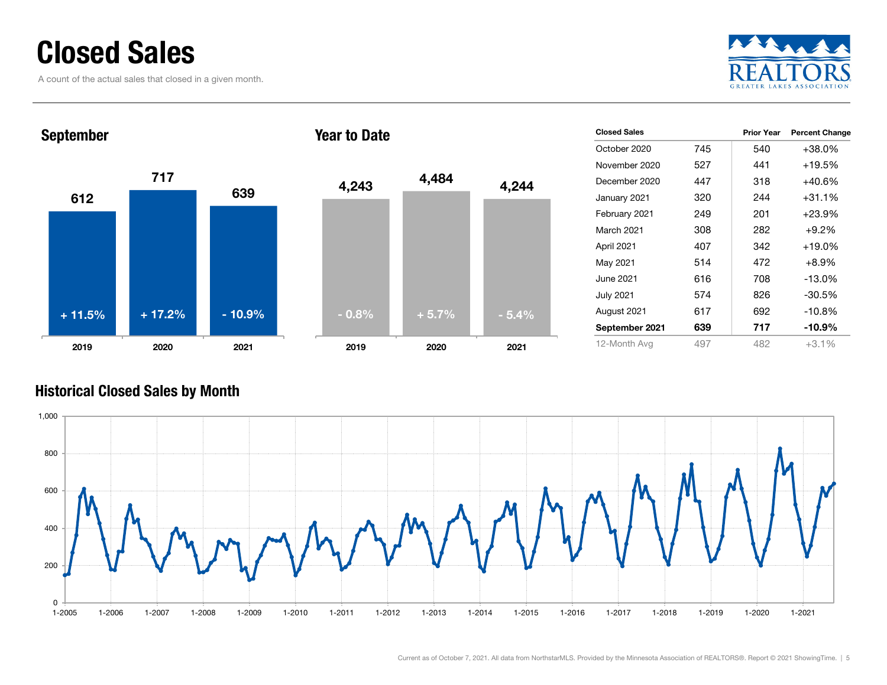# Closed Sales

A count of the actual sales that closed in a given month.

REALTORS GREATER LAKES ASSOCIATION

## September

| | 2019 | 2020 | 2021 |
|---|---|---|---|
| Closed Sales | 612 | 717 | 639 |
| Change | + 11.5% | + 17.2% | - 10.9% |

## Year to Date

| | 2019 | 2020 | 2021 |
|---|---|---|---|
| Closed Sales | 4,243 | 4,484 | 4,244 |
| Change | - 0.8% | + 5.7% | - 5.4% |

| Closed Sales | | Prior Year | Percent Change |
|---|---|---|---|
| October 2020 | 745 | 540 | +38.0% |
| November 2020 | 527 | 441 | +19.5% |
| December 2020 | 447 | 318 | +40.6% |
| January 2021 | 320 | 244 | +31.1% |
| February 2021 | 249 | 201 | +23.9% |
| March 2021 | 308 | 282 | +9.2% |
| April 2021 | 407 | 342 | +19.0% |
| May 2021 | 514 | 472 | +8.9% |
| June 2021 | 616 | 708 | -13.0% |
| July 2021 | 574 | 826 | -30.5% |
| August 2021 | 617 | 692 | -10.8% |
| **September 2021** | **639** | **717** | **-10.9%** |
| 12-Month Avg | 497 | 482 | +3.1% |

## Historical Closed Sales by Month

Current as of October 7, 2021. All data from NorthstarMLS. Provided by the Minnesota Association of REALTORS®. Report © 2021 ShowingTime.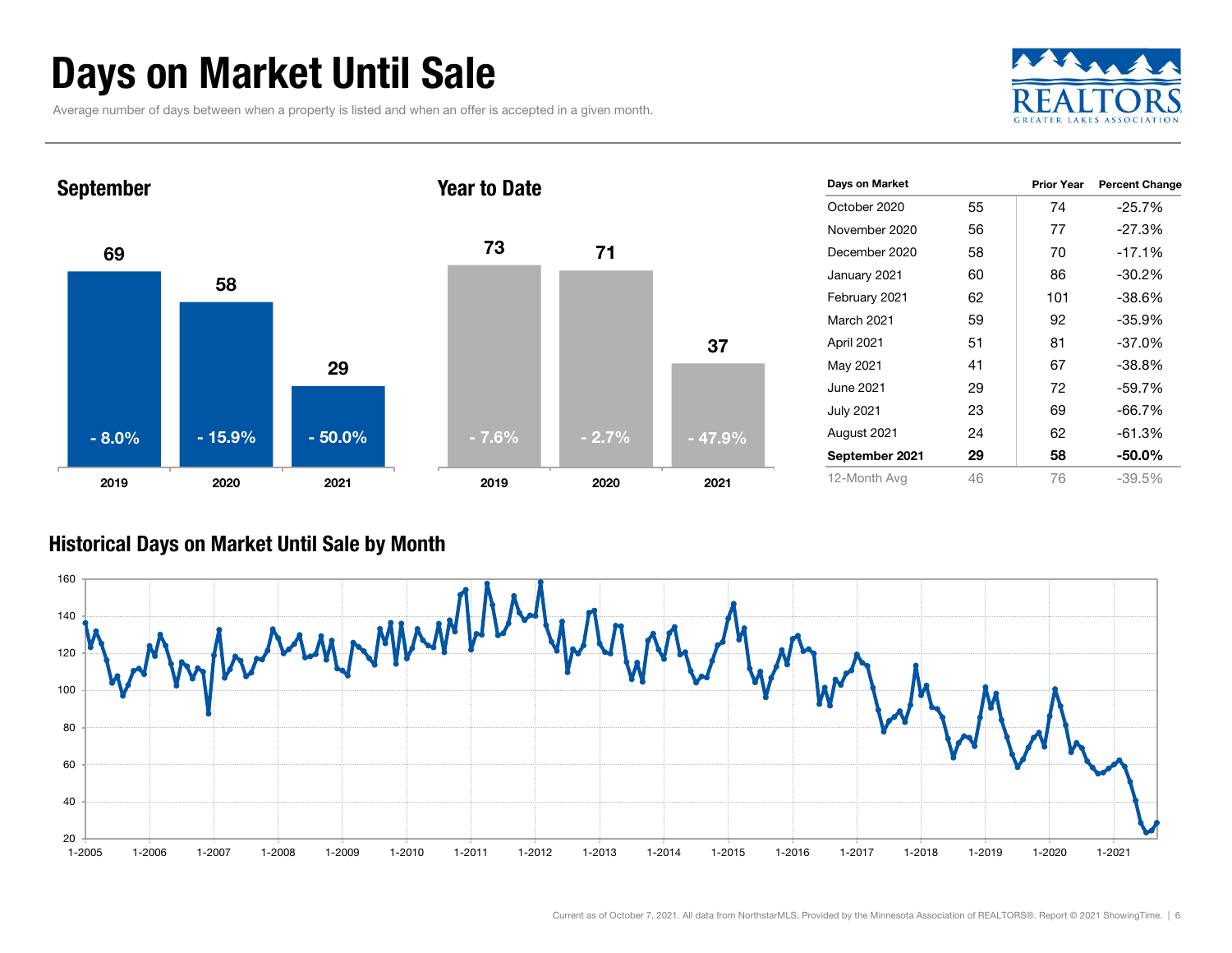# Days on Market Until Sale

Average number of days between when a property is listed and when an offer is accepted in a given month.

## September

| | 2019 | 2020 | 2021 |
|---|---|---|---|
| Days on Market | 69 | 58 | 29 |
| Percent Change | - 8.0% | - 15.9% | - 50.0% |

## Year to Date

| | 2019 | 2020 | 2021 |
|---|---|---|---|
| Days on Market | 73 | 71 | 37 |
| Percent Change | - 7.6% | - 2.7% | - 47.9% |

| Days on Market | | Prior Year | Percent Change |
|---|---|---|---|
| October 2020 | 55 | 74 | -25.7% |
| November 2020 | 56 | 77 | -27.3% |
| December 2020 | 58 | 70 | -17.1% |
| January 2021 | 60 | 86 | -30.2% |
| February 2021 | 62 | 101 | -38.6% |
| March 2021 | 59 | 92 | -35.9% |
| April 2021 | 51 | 81 | -37.0% |
| May 2021 | 41 | 67 | -38.8% |
| June 2021 | 29 | 72 | -59.7% |
| July 2021 | 23 | 69 | -66.7% |
| August 2021 | 24 | 62 | -61.3% |
| **September 2021** | **29** | **58** | **-50.0%** |
| 12-Month Avg | 46 | 76 | -39.5% |

## Historical Days on Market Until Sale by Month

Current as of October 7, 2021. All data from NorthstarMLS. Provided by the Minnesota Association of REALTORS®. Report © 2021 ShowingTime.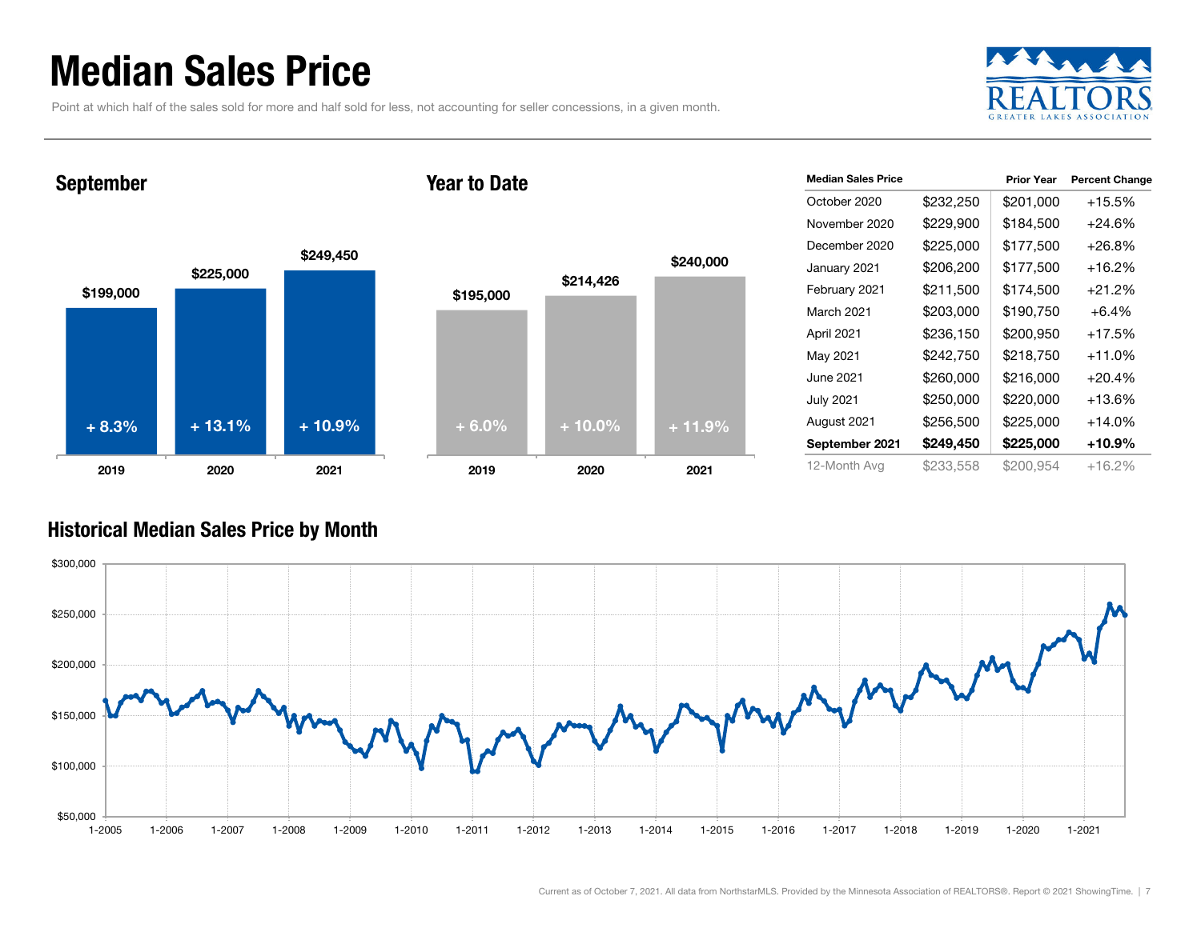# Median Sales Price

Point at which half of the sales sold for more and half sold for less, not accounting for seller concessions, in a given month.

REALTORS GREATER LAKES ASSOCIATION

## September

| | 2019 | 2020 | 2021 |
|---|---|---|---|
| Median Sales Price | $199,000 | $225,000 | $249,450 |
| Change | + 8.3% | + 13.1% | + 10.9% |

## Year to Date

| | 2019 | 2020 | 2021 |
|---|---|---|---|
| Median Sales Price | $195,000 | $214,426 | $240,000 |
| Change | + 6.0% | + 10.0% | + 11.9% |

| Median Sales Price | | Prior Year | Percent Change |
|---|---|---|---|
| October 2020 | $232,250 | $201,000 | +15.5% |
| November 2020 | $229,900 | $184,500 | +24.6% |
| December 2020 | $225,000 | $177,500 | +26.8% |
| January 2021 | $206,200 | $177,500 | +16.2% |
| February 2021 | $211,500 | $174,500 | +21.2% |
| March 2021 | $203,000 | $190,750 | +6.4% |
| April 2021 | $236,150 | $200,950 | +17.5% |
| May 2021 | $242,750 | $218,750 | +11.0% |
| June 2021 | $260,000 | $216,000 | +20.4% |
| July 2021 | $250,000 | $220,000 | +13.6% |
| August 2021 | $256,500 | $225,000 | +14.0% |
| **September 2021** | **$249,450** | **$225,000** | **+10.9%** |
| 12-Month Avg | $233,558 | $200,954 | +16.2% |

## Historical Median Sales Price by Month

Current as of October 7, 2021. All data from NorthstarMLS. Provided by the Minnesota Association of REALTORS®. Report © 2021 ShowingTime.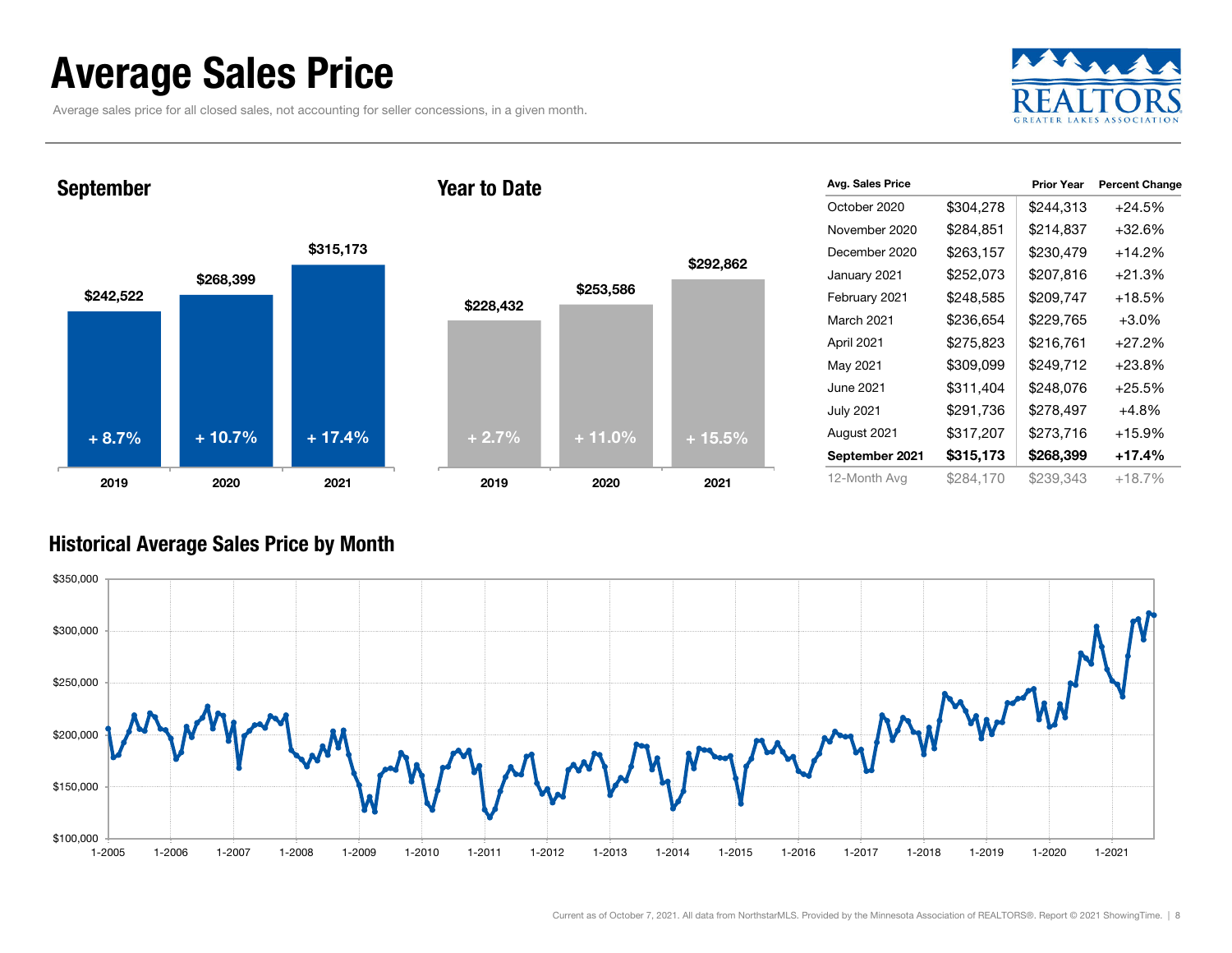# Average Sales Price

Average sales price for all closed sales, not accounting for seller concessions, in a given month.

## September

| Year | Average Sales Price | Change |
|---|---|---|
| 2019 | $242,522 | + 8.7% |
| 2020 | $268,399 | + 10.7% |
| 2021 | $315,173 | + 17.4% |

## Year to Date

| Year | Average Sales Price | Change |
|---|---|---|
| 2019 | $228,432 | + 2.7% |
| 2020 | $253,586 | + 11.0% |
| 2021 | $292,862 | + 15.5% |

| Avg. Sales Price | | Prior Year | Percent Change |
|---|---|---|---|
| October 2020 | $304,278 | $244,313 | +24.5% |
| November 2020 | $284,851 | $214,837 | +32.6% |
| December 2020 | $263,157 | $230,479 | +14.2% |
| January 2021 | $252,073 | $207,816 | +21.3% |
| February 2021 | $248,585 | $209,747 | +18.5% |
| March 2021 | $236,654 | $229,765 | +3.0% |
| April 2021 | $275,823 | $216,761 | +27.2% |
| May 2021 | $309,099 | $249,712 | +23.8% |
| June 2021 | $311,404 | $248,076 | +25.5% |
| July 2021 | $291,736 | $278,497 | +4.8% |
| August 2021 | $317,207 | $273,716 | +15.9% |
| **September 2021** | **$315,173** | **$268,399** | **+17.4%** |
| 12-Month Avg | $284,170 | $239,343 | +18.7% |

## Historical Average Sales Price by Month

Current as of October 7, 2021. All data from NorthstarMLS. Provided by the Minnesota Association of REALTORS®. Report © 2021 ShowingTime.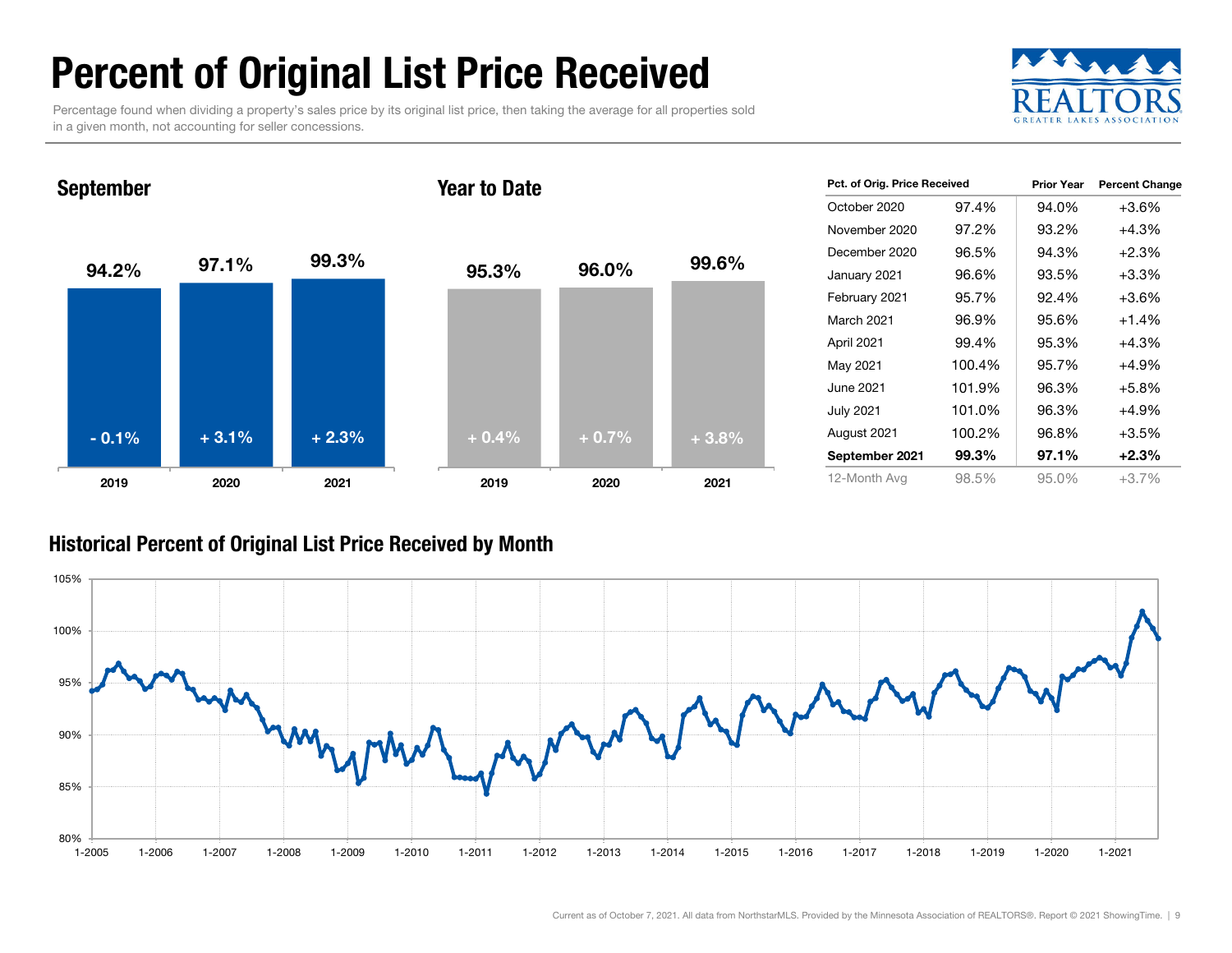# Percent of Original List Price Received

Percentage found when dividing a property's sales price by its original list price, then taking the average for all properties sold in a given month, not accounting for seller concessions.

REALTORS GREATER LAKES ASSOCIATION

## September

| | 2019 | 2020 | 2021 |
|---|---|---|---|
| Pct. of Orig. Price Received | 94.2% | 97.1% | 99.3% |
| Change | - 0.1% | + 3.1% | + 2.3% |

## Year to Date

| | 2019 | 2020 | 2021 |
|---|---|---|---|
| Pct. of Orig. Price Received | 95.3% | 96.0% | 99.6% |
| Change | + 0.4% | + 0.7% | + 3.8% |

| Pct. of Orig. Price Received | | Prior Year | Percent Change |
|---|---|---|---|
| October 2020 | 97.4% | 94.0% | +3.6% |
| November 2020 | 97.2% | 93.2% | +4.3% |
| December 2020 | 96.5% | 94.3% | +2.3% |
| January 2021 | 96.6% | 93.5% | +3.3% |
| February 2021 | 95.7% | 92.4% | +3.6% |
| March 2021 | 96.9% | 95.6% | +1.4% |
| April 2021 | 99.4% | 95.3% | +4.3% |
| May 2021 | 100.4% | 95.7% | +4.9% |
| June 2021 | 101.9% | 96.3% | +5.8% |
| July 2021 | 101.0% | 96.3% | +4.9% |
| August 2021 | 100.2% | 96.8% | +3.5% |
| **September 2021** | **99.3%** | **97.1%** | **+2.3%** |
| 12-Month Avg | 98.5% | 95.0% | +3.7% |

## Historical Percent of Original List Price Received by Month

Current as of October 7, 2021. All data from NorthstarMLS. Provided by the Minnesota Association of REALTORS®. Report © 2021 ShowingTime.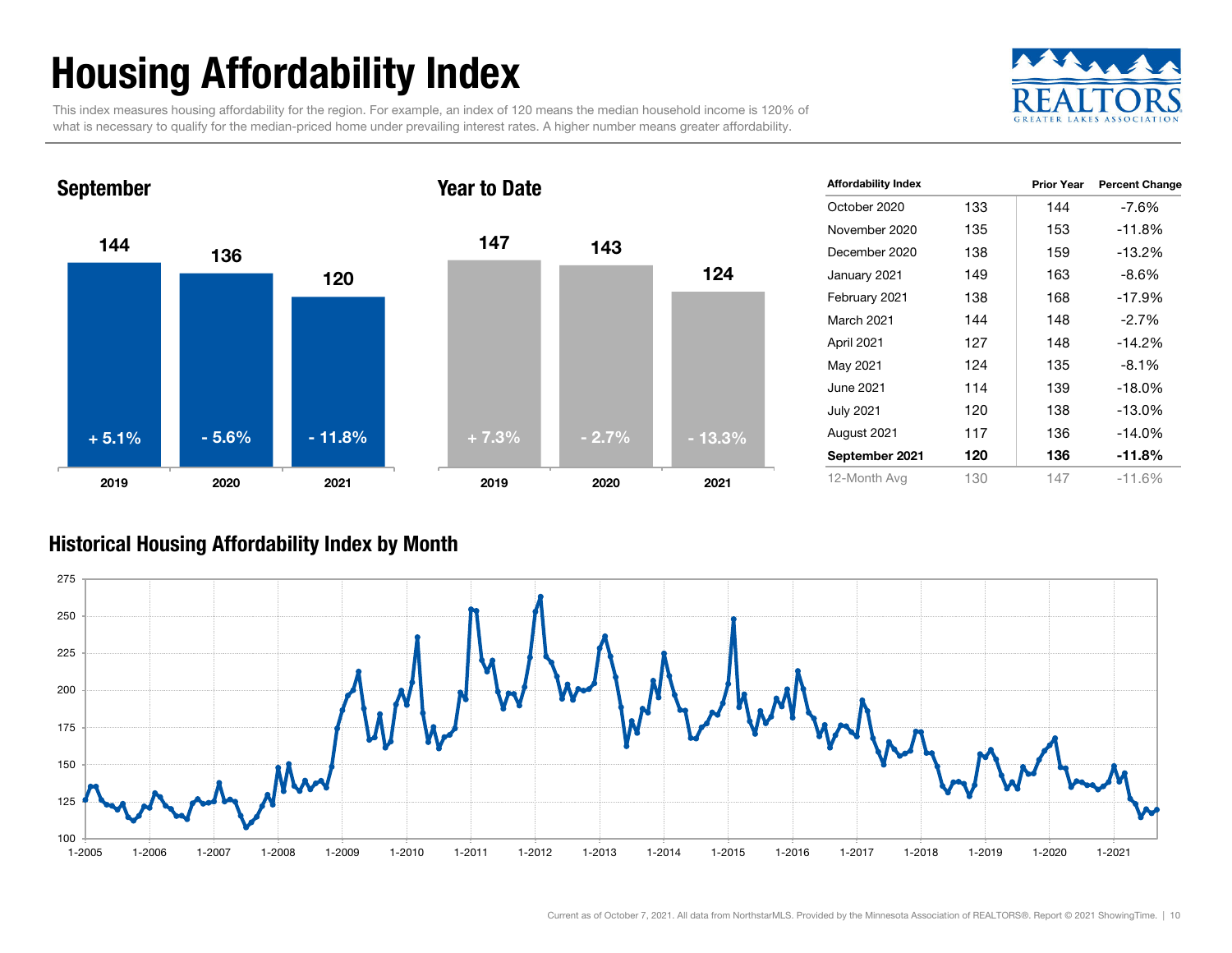# Housing Affordability Index

This index measures housing affordability for the region. For example, an index of 120 means the median household income is 120% of what is necessary to qualify for the median-priced home under prevailing interest rates. A higher number means greater affordability.

## September

| | 2019 | 2020 | 2021 |
|---|---|---|---|
| Index | 144 | 136 | 120 |
| Change | + 5.1% | - 5.6% | - 11.8% |

## Year to Date

| | 2019 | 2020 | 2021 |
|---|---|---|---|
| Index | 147 | 143 | 124 |
| Change | + 7.3% | - 2.7% | - 13.3% |

| Affordability Index | | Prior Year | Percent Change |
|---|---|---|---|
| October 2020 | 133 | 144 | -7.6% |
| November 2020 | 135 | 153 | -11.8% |
| December 2020 | 138 | 159 | -13.2% |
| January 2021 | 149 | 163 | -8.6% |
| February 2021 | 138 | 168 | -17.9% |
| March 2021 | 144 | 148 | -2.7% |
| April 2021 | 127 | 148 | -14.2% |
| May 2021 | 124 | 135 | -8.1% |
| June 2021 | 114 | 139 | -18.0% |
| July 2021 | 120 | 138 | -13.0% |
| August 2021 | 117 | 136 | -14.0% |
| **September 2021** | **120** | **136** | **-11.8%** |
| 12-Month Avg | 130 | 147 | -11.6% |

## Historical Housing Affordability Index by Month

Current as of October 7, 2021. All data from NorthstarMLS. Provided by the Minnesota Association of REALTORS®. Report © 2021 ShowingTime.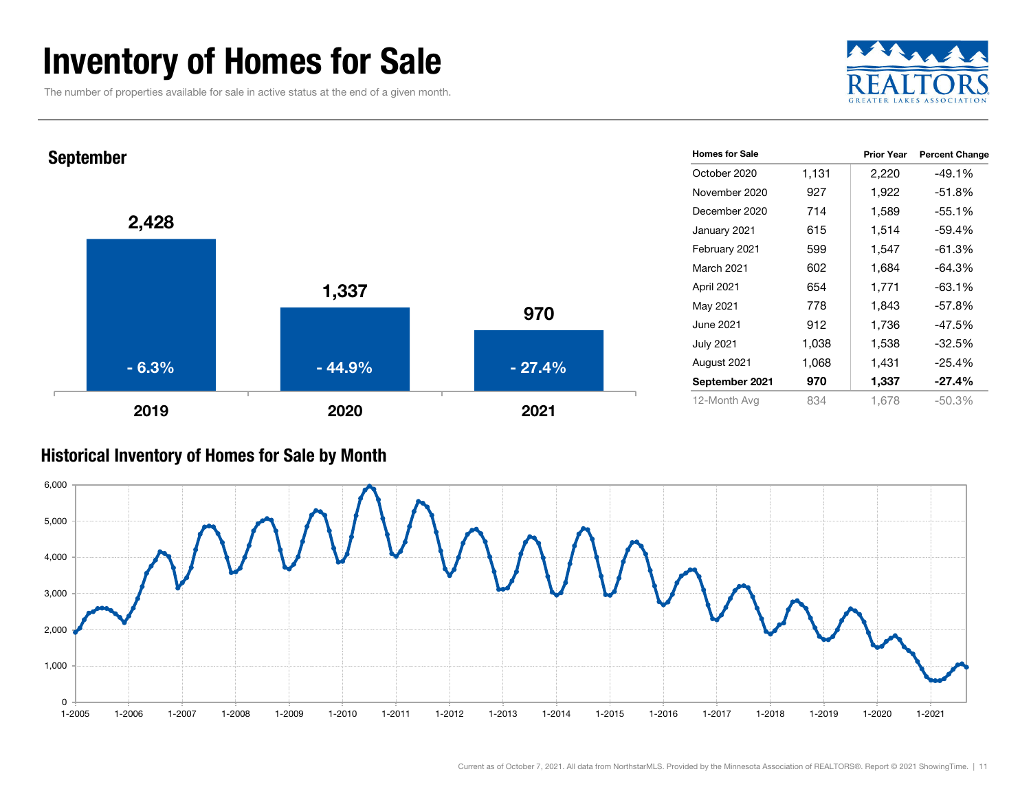# Inventory of Homes for Sale

The number of properties available for sale in active status at the end of a given month.

## September

| Year | Homes for Sale | Percent Change |
| --- | --- | --- |
| 2019 | 2,428 | - 6.3% |
| 2020 | 1,337 | - 44.9% |
| 2021 | 970 | - 27.4% |

| Homes for Sale | | Prior Year | Percent Change |
| --- | --- | --- | --- |
| October 2020 | 1,131 | 2,220 | -49.1% |
| November 2020 | 927 | 1,922 | -51.8% |
| December 2020 | 714 | 1,589 | -55.1% |
| January 2021 | 615 | 1,514 | -59.4% |
| February 2021 | 599 | 1,547 | -61.3% |
| March 2021 | 602 | 1,684 | -64.3% |
| April 2021 | 654 | 1,771 | -63.1% |
| May 2021 | 778 | 1,843 | -57.8% |
| June 2021 | 912 | 1,736 | -47.5% |
| July 2021 | 1,038 | 1,538 | -32.5% |
| August 2021 | 1,068 | 1,431 | -25.4% |
| **September 2021** | **970** | **1,337** | **-27.4%** |
| 12-Month Avg | 834 | 1,678 | -50.3% |

## Historical Inventory of Homes for Sale by Month

Current as of October 7, 2021. All data from NorthstarMLS. Provided by the Minnesota Association of REALTORS®. Report © 2021 ShowingTime.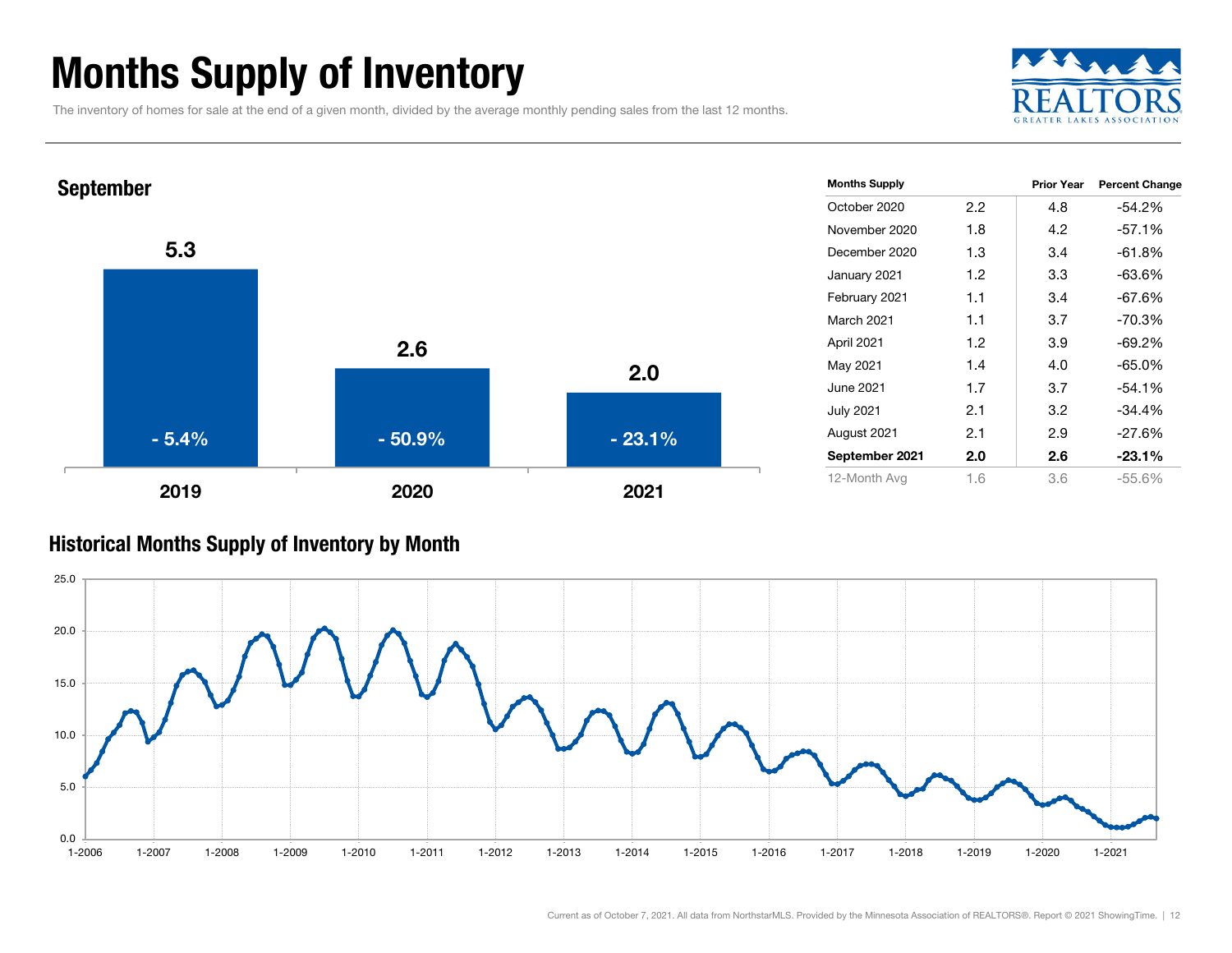# Months Supply of Inventory

The inventory of homes for sale at the end of a given month, divided by the average monthly pending sales from the last 12 months.

## September

| Year | Months Supply | Percent Change |
|---|---|---|
| 2019 | 5.3 | - 5.4% |
| 2020 | 2.6 | - 50.9% |
| 2021 | 2.0 | - 23.1% |

| Months Supply | | Prior Year | Percent Change |
|---|---|---|---|
| October 2020 | 2.2 | 4.8 | -54.2% |
| November 2020 | 1.8 | 4.2 | -57.1% |
| December 2020 | 1.3 | 3.4 | -61.8% |
| January 2021 | 1.2 | 3.3 | -63.6% |
| February 2021 | 1.1 | 3.4 | -67.6% |
| March 2021 | 1.1 | 3.7 | -70.3% |
| April 2021 | 1.2 | 3.9 | -69.2% |
| May 2021 | 1.4 | 4.0 | -65.0% |
| June 2021 | 1.7 | 3.7 | -54.1% |
| July 2021 | 2.1 | 3.2 | -34.4% |
| August 2021 | 2.1 | 2.9 | -27.6% |
| **September 2021** | **2.0** | **2.6** | **-23.1%** |
| 12-Month Avg | 1.6 | 3.6 | -55.6% |

## Historical Months Supply of Inventory by Month

Current as of October 7, 2021. All data from NorthstarMLS. Provided by the Minnesota Association of REALTORS®. Report © 2021 ShowingTime.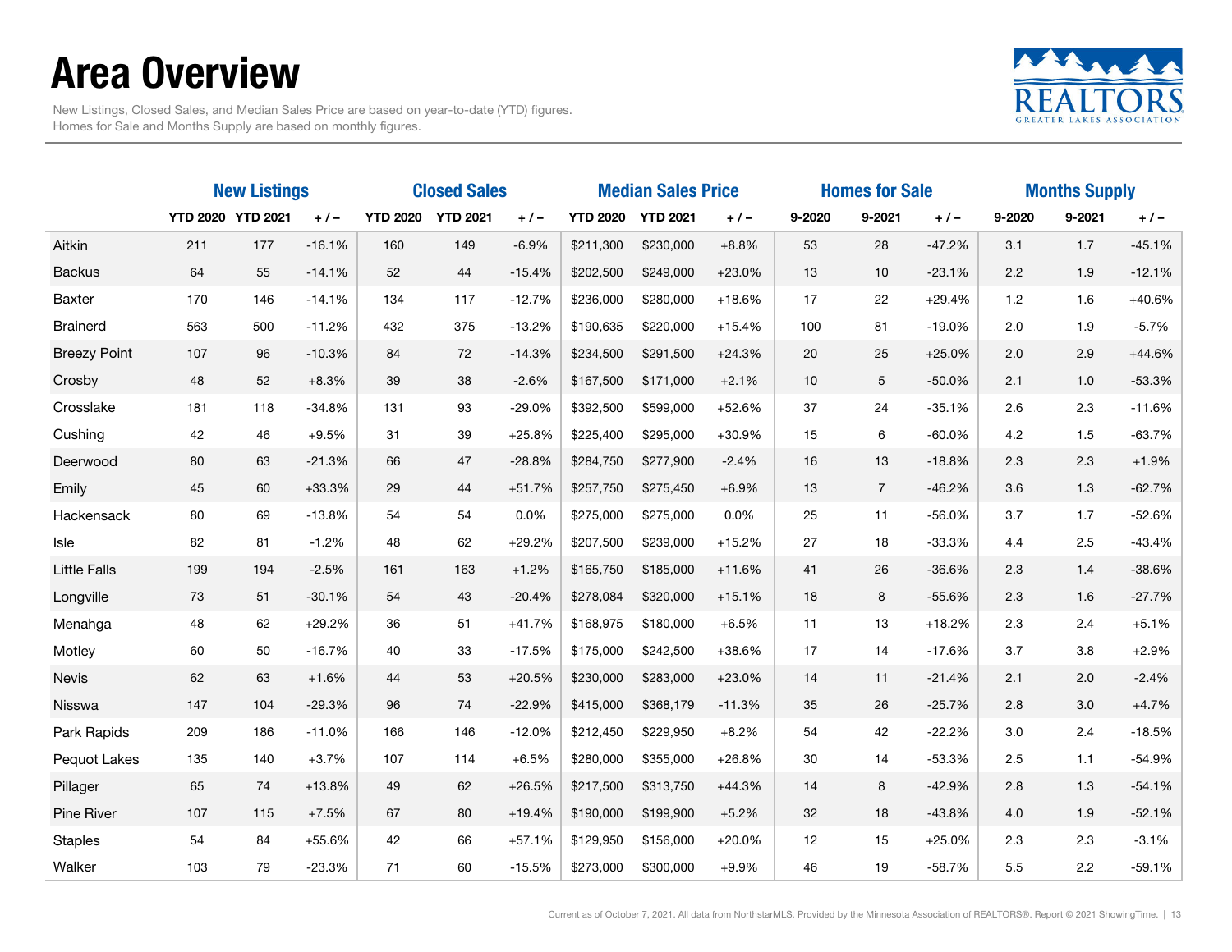# Area Overview

New Listings, Closed Sales, and Median Sales Price are based on year-to-date (YTD) figures.
Homes for Sale and Months Supply are based on monthly figures.

| | New Listings | | | Closed Sales | | | Median Sales Price | | | Homes for Sale | | | Months Supply | | |
|---|---|---|---|---|---|---|---|---|---|---|---|---|---|---|---|
| | YTD 2020 | YTD 2021 | + / – | YTD 2020 | YTD 2021 | + / – | YTD 2020 | YTD 2021 | + / – | 9-2020 | 9-2021 | + / – | 9-2020 | 9-2021 | + / – |
| Aitkin | 211 | 177 | -16.1% | 160 | 149 | -6.9% | $211,300 | $230,000 | +8.8% | 53 | 28 | -47.2% | 3.1 | 1.7 | -45.1% |
| Backus | 64 | 55 | -14.1% | 52 | 44 | -15.4% | $202,500 | $249,000 | +23.0% | 13 | 10 | -23.1% | 2.2 | 1.9 | -12.1% |
| Baxter | 170 | 146 | -14.1% | 134 | 117 | -12.7% | $236,000 | $280,000 | +18.6% | 17 | 22 | +29.4% | 1.2 | 1.6 | +40.6% |
| Brainerd | 563 | 500 | -11.2% | 432 | 375 | -13.2% | $190,635 | $220,000 | +15.4% | 100 | 81 | -19.0% | 2.0 | 1.9 | -5.7% |
| Breezy Point | 107 | 96 | -10.3% | 84 | 72 | -14.3% | $234,500 | $291,500 | +24.3% | 20 | 25 | +25.0% | 2.0 | 2.9 | +44.6% |
| Crosby | 48 | 52 | +8.3% | 39 | 38 | -2.6% | $167,500 | $171,000 | +2.1% | 10 | 5 | -50.0% | 2.1 | 1.0 | -53.3% |
| Crosslake | 181 | 118 | -34.8% | 131 | 93 | -29.0% | $392,500 | $599,000 | +52.6% | 37 | 24 | -35.1% | 2.6 | 2.3 | -11.6% |
| Cushing | 42 | 46 | +9.5% | 31 | 39 | +25.8% | $225,400 | $295,000 | +30.9% | 15 | 6 | -60.0% | 4.2 | 1.5 | -63.7% |
| Deerwood | 80 | 63 | -21.3% | 66 | 47 | -28.8% | $284,750 | $277,900 | -2.4% | 16 | 13 | -18.8% | 2.3 | 2.3 | +1.9% |
| Emily | 45 | 60 | +33.3% | 29 | 44 | +51.7% | $257,750 | $275,450 | +6.9% | 13 | 7 | -46.2% | 3.6 | 1.3 | -62.7% |
| Hackensack | 80 | 69 | -13.8% | 54 | 54 | 0.0% | $275,000 | $275,000 | 0.0% | 25 | 11 | -56.0% | 3.7 | 1.7 | -52.6% |
| Isle | 82 | 81 | -1.2% | 48 | 62 | +29.2% | $207,500 | $239,000 | +15.2% | 27 | 18 | -33.3% | 4.4 | 2.5 | -43.4% |
| Little Falls | 199 | 194 | -2.5% | 161 | 163 | +1.2% | $165,750 | $185,000 | +11.6% | 41 | 26 | -36.6% | 2.3 | 1.4 | -38.6% |
| Longville | 73 | 51 | -30.1% | 54 | 43 | -20.4% | $278,084 | $320,000 | +15.1% | 18 | 8 | -55.6% | 2.3 | 1.6 | -27.7% |
| Menahga | 48 | 62 | +29.2% | 36 | 51 | +41.7% | $168,975 | $180,000 | +6.5% | 11 | 13 | +18.2% | 2.3 | 2.4 | +5.1% |
| Motley | 60 | 50 | -16.7% | 40 | 33 | -17.5% | $175,000 | $242,500 | +38.6% | 17 | 14 | -17.6% | 3.7 | 3.8 | +2.9% |
| Nevis | 62 | 63 | +1.6% | 44 | 53 | +20.5% | $230,000 | $283,000 | +23.0% | 14 | 11 | -21.4% | 2.1 | 2.0 | -2.4% |
| Nisswa | 147 | 104 | -29.3% | 96 | 74 | -22.9% | $415,000 | $368,179 | -11.3% | 35 | 26 | -25.7% | 2.8 | 3.0 | +4.7% |
| Park Rapids | 209 | 186 | -11.0% | 166 | 146 | -12.0% | $212,450 | $229,950 | +8.2% | 54 | 42 | -22.2% | 3.0 | 2.4 | -18.5% |
| Pequot Lakes | 135 | 140 | +3.7% | 107 | 114 | +6.5% | $280,000 | $355,000 | +26.8% | 30 | 14 | -53.3% | 2.5 | 1.1 | -54.9% |
| Pillager | 65 | 74 | +13.8% | 49 | 62 | +26.5% | $217,500 | $313,750 | +44.3% | 14 | 8 | -42.9% | 2.8 | 1.3 | -54.1% |
| Pine River | 107 | 115 | +7.5% | 67 | 80 | +19.4% | $190,000 | $199,900 | +5.2% | 32 | 18 | -43.8% | 4.0 | 1.9 | -52.1% |
| Staples | 54 | 84 | +55.6% | 42 | 66 | +57.1% | $129,950 | $156,000 | +20.0% | 12 | 15 | +25.0% | 2.3 | 2.3 | -3.1% |
| Walker | 103 | 79 | -23.3% | 71 | 60 | -15.5% | $273,000 | $300,000 | +9.9% | 46 | 19 | -58.7% | 5.5 | 2.2 | -59.1% |

Current as of October 7, 2021. All data from NorthstarMLS. Provided by the Minnesota Association of REALTORS®. Report © 2021 ShowingTime.